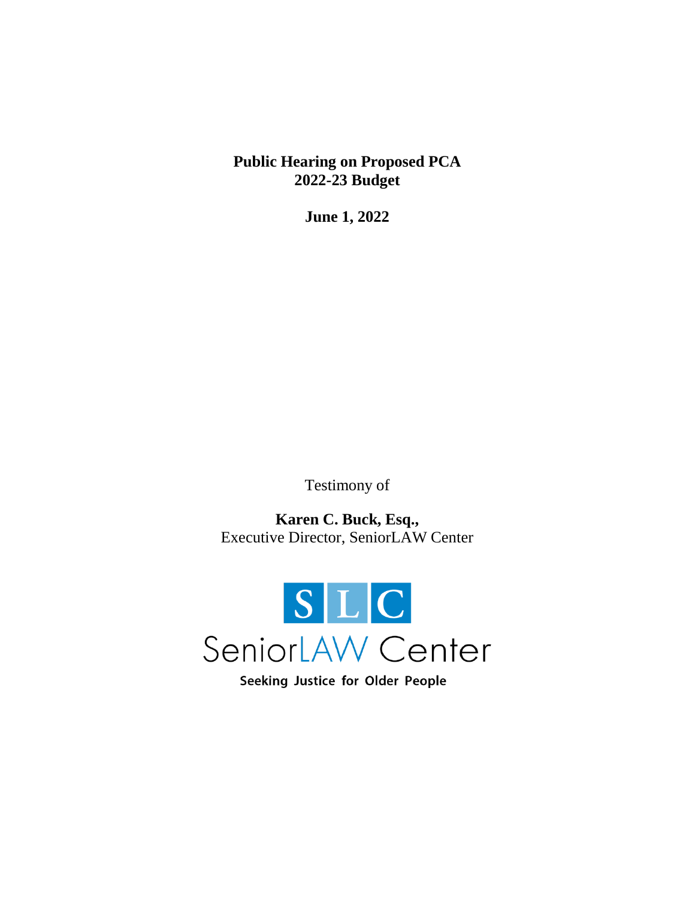**Public Hearing on Proposed PCA**
**2022-23 Budget**

**June 1, 2022**

Testimony of

**Karen C. Buck, Esq.,**
Executive Director, SeniorLAW Center

S L C
SeniorLAW Center
Seeking Justice for Older People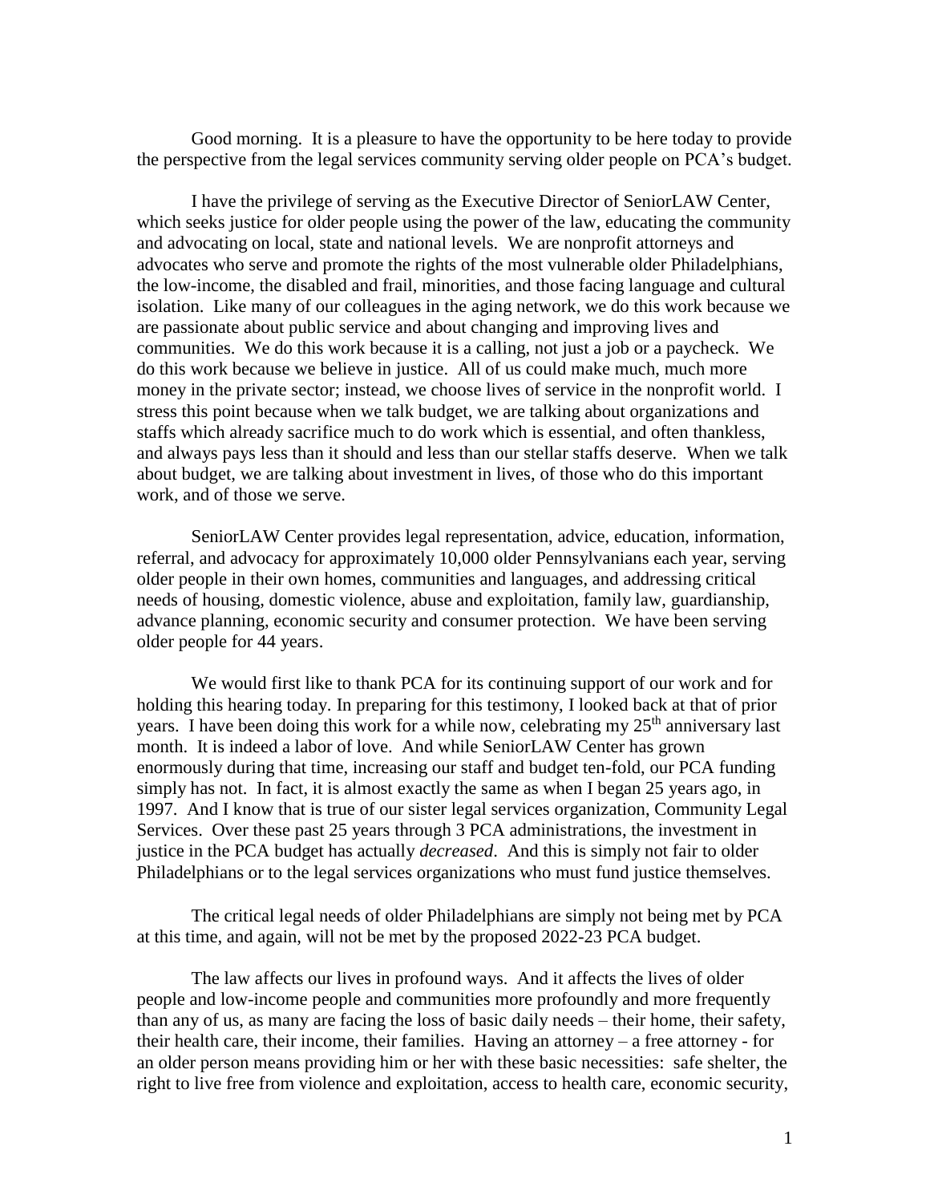Good morning. It is a pleasure to have the opportunity to be here today to provide the perspective from the legal services community serving older people on PCA's budget.

I have the privilege of serving as the Executive Director of SeniorLAW Center, which seeks justice for older people using the power of the law, educating the community and advocating on local, state and national levels. We are nonprofit attorneys and advocates who serve and promote the rights of the most vulnerable older Philadelphians, the low-income, the disabled and frail, minorities, and those facing language and cultural isolation. Like many of our colleagues in the aging network, we do this work because we are passionate about public service and about changing and improving lives and communities. We do this work because it is a calling, not just a job or a paycheck. We do this work because we believe in justice. All of us could make much, much more money in the private sector; instead, we choose lives of service in the nonprofit world. I stress this point because when we talk budget, we are talking about organizations and staffs which already sacrifice much to do work which is essential, and often thankless, and always pays less than it should and less than our stellar staffs deserve. When we talk about budget, we are talking about investment in lives, of those who do this important work, and of those we serve.

SeniorLAW Center provides legal representation, advice, education, information, referral, and advocacy for approximately 10,000 older Pennsylvanians each year, serving older people in their own homes, communities and languages, and addressing critical needs of housing, domestic violence, abuse and exploitation, family law, guardianship, advance planning, economic security and consumer protection. We have been serving older people for 44 years.

We would first like to thank PCA for its continuing support of our work and for holding this hearing today. In preparing for this testimony, I looked back at that of prior years. I have been doing this work for a while now, celebrating my 25th anniversary last month. It is indeed a labor of love. And while SeniorLAW Center has grown enormously during that time, increasing our staff and budget ten-fold, our PCA funding simply has not. In fact, it is almost exactly the same as when I began 25 years ago, in 1997. And I know that is true of our sister legal services organization, Community Legal Services. Over these past 25 years through 3 PCA administrations, the investment in justice in the PCA budget has actually *decreased*. And this is simply not fair to older Philadelphians or to the legal services organizations who must fund justice themselves.

The critical legal needs of older Philadelphians are simply not being met by PCA at this time, and again, will not be met by the proposed 2022-23 PCA budget.

The law affects our lives in profound ways. And it affects the lives of older people and low-income people and communities more profoundly and more frequently than any of us, as many are facing the loss of basic daily needs – their home, their safety, their health care, their income, their families. Having an attorney – a free attorney - for an older person means providing him or her with these basic necessities: safe shelter, the right to live free from violence and exploitation, access to health care, economic security,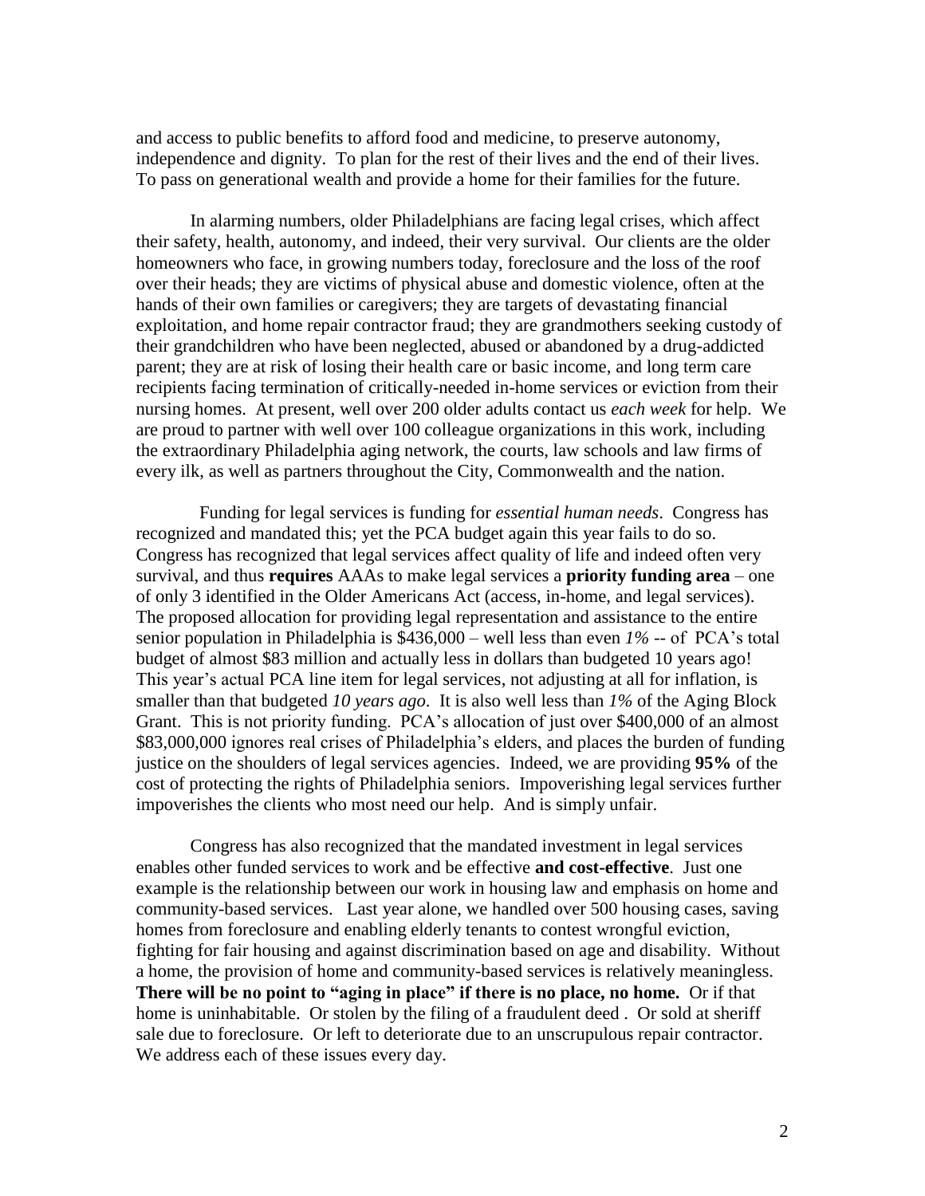and access to public benefits to afford food and medicine, to preserve autonomy, independence and dignity. To plan for the rest of their lives and the end of their lives. To pass on generational wealth and provide a home for their families for the future.

In alarming numbers, older Philadelphians are facing legal crises, which affect their safety, health, autonomy, and indeed, their very survival. Our clients are the older homeowners who face, in growing numbers today, foreclosure and the loss of the roof over their heads; they are victims of physical abuse and domestic violence, often at the hands of their own families or caregivers; they are targets of devastating financial exploitation, and home repair contractor fraud; they are grandmothers seeking custody of their grandchildren who have been neglected, abused or abandoned by a drug-addicted parent; they are at risk of losing their health care or basic income, and long term care recipients facing termination of critically-needed in-home services or eviction from their nursing homes. At present, well over 200 older adults contact us *each week* for help. We are proud to partner with well over 100 colleague organizations in this work, including the extraordinary Philadelphia aging network, the courts, law schools and law firms of every ilk, as well as partners throughout the City, Commonwealth and the nation.

Funding for legal services is funding for *essential human needs*. Congress has recognized and mandated this; yet the PCA budget again this year fails to do so. Congress has recognized that legal services affect quality of life and indeed often very survival, and thus **requires** AAAs to make legal services a **priority funding area** – one of only 3 identified in the Older Americans Act (access, in-home, and legal services). The proposed allocation for providing legal representation and assistance to the entire senior population in Philadelphia is $436,000 – well less than even *1%* -- of PCA's total budget of almost $83 million and actually less in dollars than budgeted 10 years ago! This year's actual PCA line item for legal services, not adjusting at all for inflation, is smaller than that budgeted *10 years ago*. It is also well less than *1%* of the Aging Block Grant. This is not priority funding. PCA's allocation of just over $400,000 of an almost $83,000,000 ignores real crises of Philadelphia's elders, and places the burden of funding justice on the shoulders of legal services agencies. Indeed, we are providing **95%** of the cost of protecting the rights of Philadelphia seniors. Impoverishing legal services further impoverishes the clients who most need our help. And is simply unfair.

Congress has also recognized that the mandated investment in legal services enables other funded services to work and be effective **and cost-effective**. Just one example is the relationship between our work in housing law and emphasis on home and community-based services. Last year alone, we handled over 500 housing cases, saving homes from foreclosure and enabling elderly tenants to contest wrongful eviction, fighting for fair housing and against discrimination based on age and disability. Without a home, the provision of home and community-based services is relatively meaningless. **There will be no point to "aging in place" if there is no place, no home.** Or if that home is uninhabitable. Or stolen by the filing of a fraudulent deed . Or sold at sheriff sale due to foreclosure. Or left to deteriorate due to an unscrupulous repair contractor. We address each of these issues every day.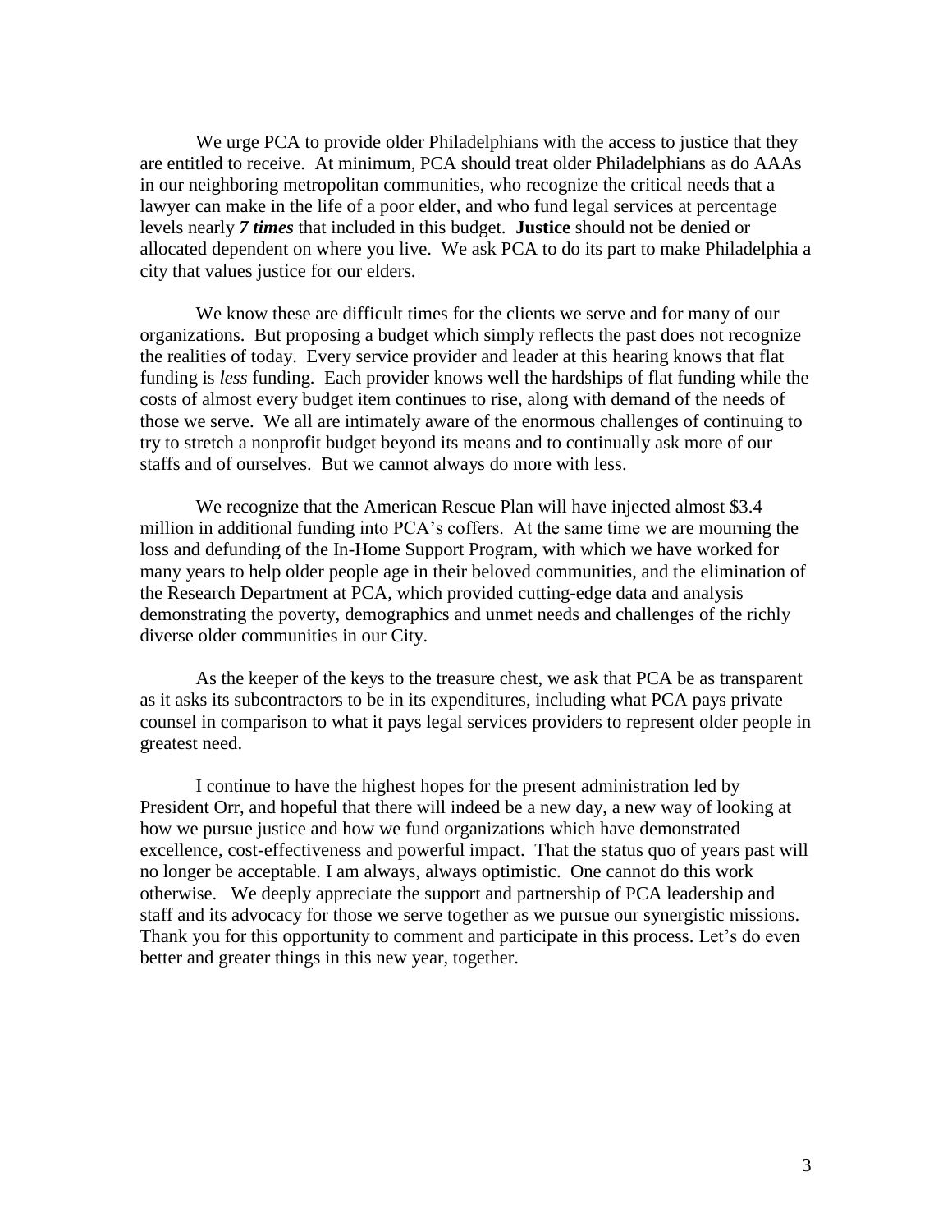We urge PCA to provide older Philadelphians with the access to justice that they are entitled to receive. At minimum, PCA should treat older Philadelphians as do AAAs in our neighboring metropolitan communities, who recognize the critical needs that a lawyer can make in the life of a poor elder, and who fund legal services at percentage levels nearly ***7 times*** that included in this budget. **Justice** should not be denied or allocated dependent on where you live. We ask PCA to do its part to make Philadelphia a city that values justice for our elders.

We know these are difficult times for the clients we serve and for many of our organizations. But proposing a budget which simply reflects the past does not recognize the realities of today. Every service provider and leader at this hearing knows that flat funding is *less* funding. Each provider knows well the hardships of flat funding while the costs of almost every budget item continues to rise, along with demand of the needs of those we serve. We all are intimately aware of the enormous challenges of continuing to try to stretch a nonprofit budget beyond its means and to continually ask more of our staffs and of ourselves. But we cannot always do more with less.

We recognize that the American Rescue Plan will have injected almost $3.4 million in additional funding into PCA's coffers. At the same time we are mourning the loss and defunding of the In-Home Support Program, with which we have worked for many years to help older people age in their beloved communities, and the elimination of the Research Department at PCA, which provided cutting-edge data and analysis demonstrating the poverty, demographics and unmet needs and challenges of the richly diverse older communities in our City.

As the keeper of the keys to the treasure chest, we ask that PCA be as transparent as it asks its subcontractors to be in its expenditures, including what PCA pays private counsel in comparison to what it pays legal services providers to represent older people in greatest need.

I continue to have the highest hopes for the present administration led by President Orr, and hopeful that there will indeed be a new day, a new way of looking at how we pursue justice and how we fund organizations which have demonstrated excellence, cost-effectiveness and powerful impact. That the status quo of years past will no longer be acceptable. I am always, always optimistic. One cannot do this work otherwise. We deeply appreciate the support and partnership of PCA leadership and staff and its advocacy for those we serve together as we pursue our synergistic missions. Thank you for this opportunity to comment and participate in this process. Let's do even better and greater things in this new year, together.